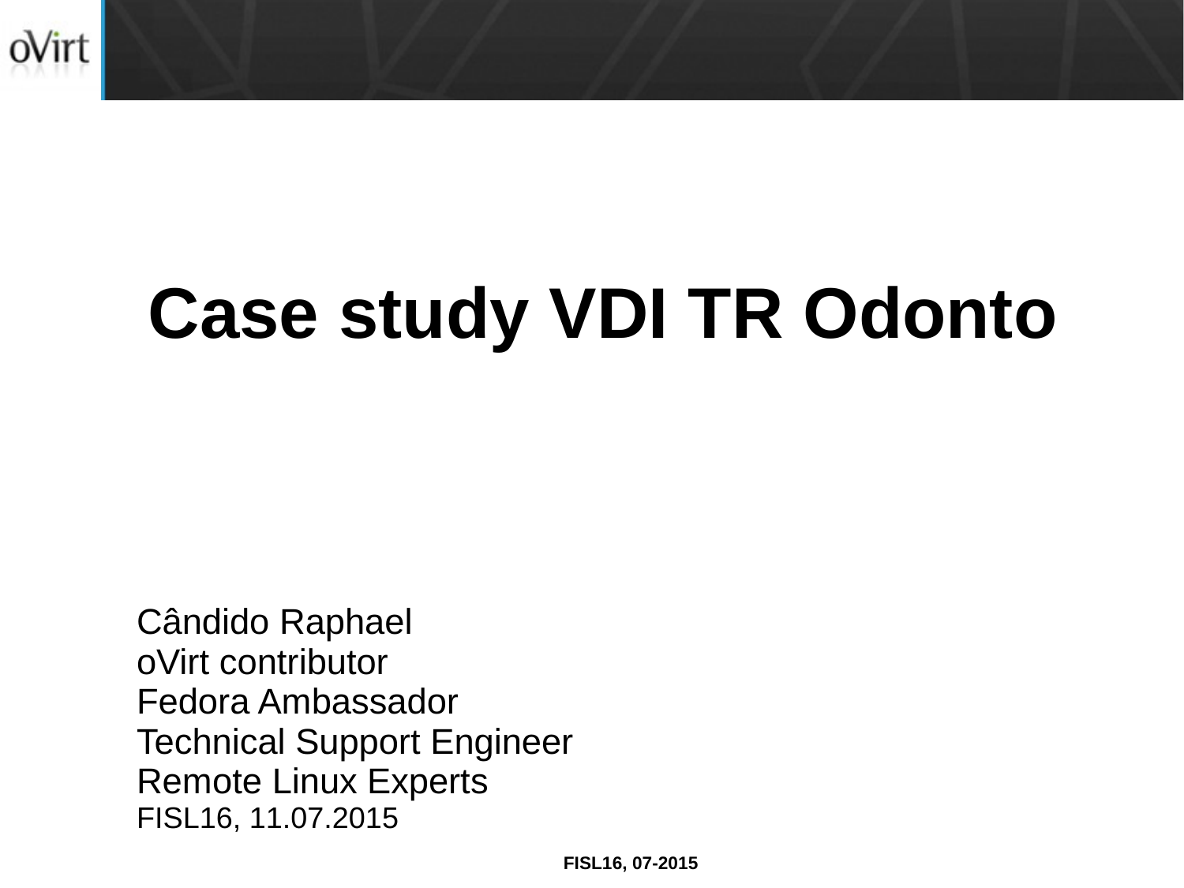# Case study VDI TR Odonto

Cândido Raphael
oVirt contributor
Fedora Ambassador
Technical Support Engineer
Remote Linux Experts
FISL16, 11.07.2015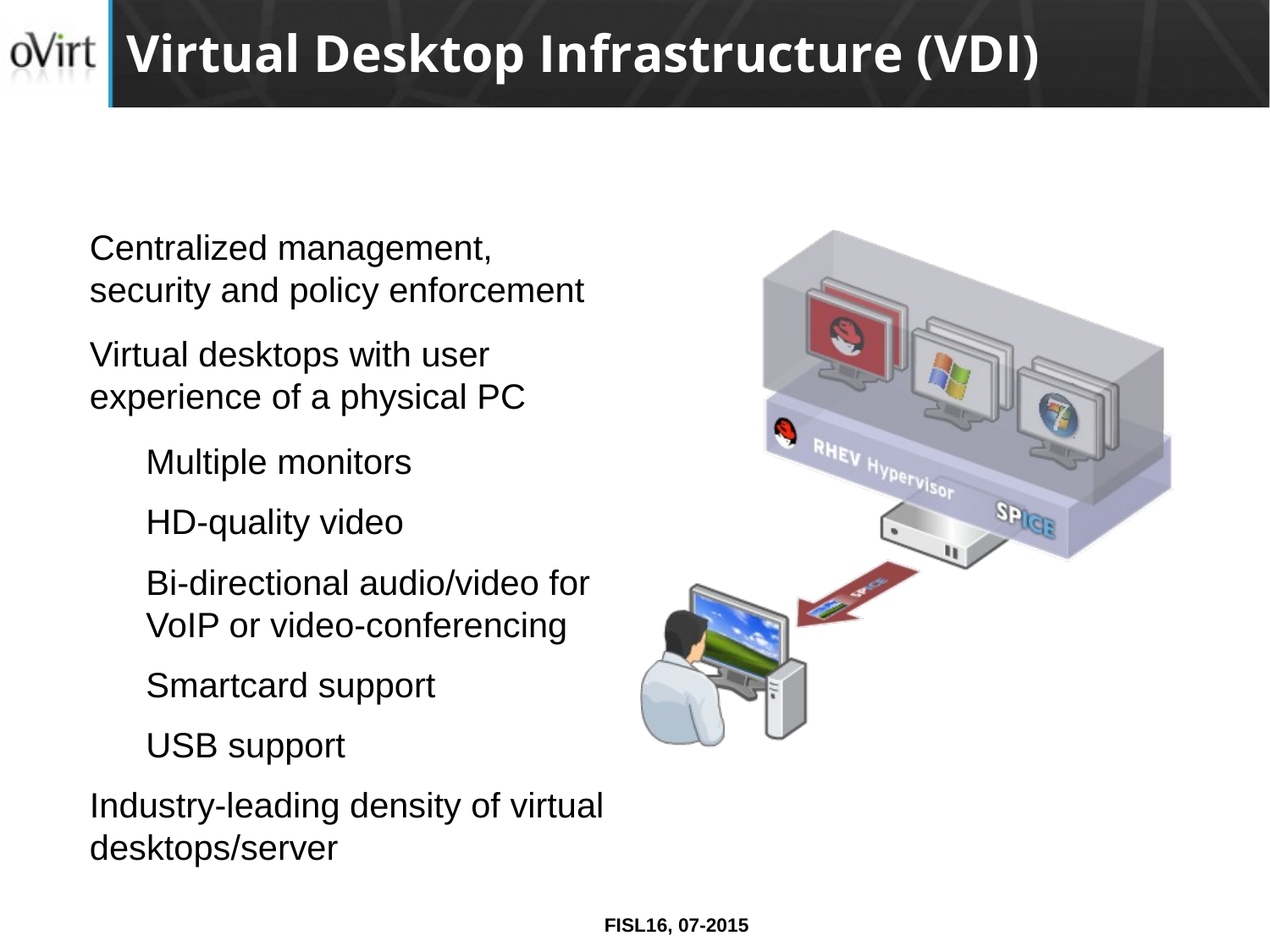# Virtual Desktop Infrastructure (VDI)

Centralized management, security and policy enforcement

Virtual desktops with user experience of a physical PC

- Multiple monitors
- HD-quality video
- Bi-directional audio/video for VoIP or video-conferencing
- Smartcard support
- USB support

Industry-leading density of virtual desktops/server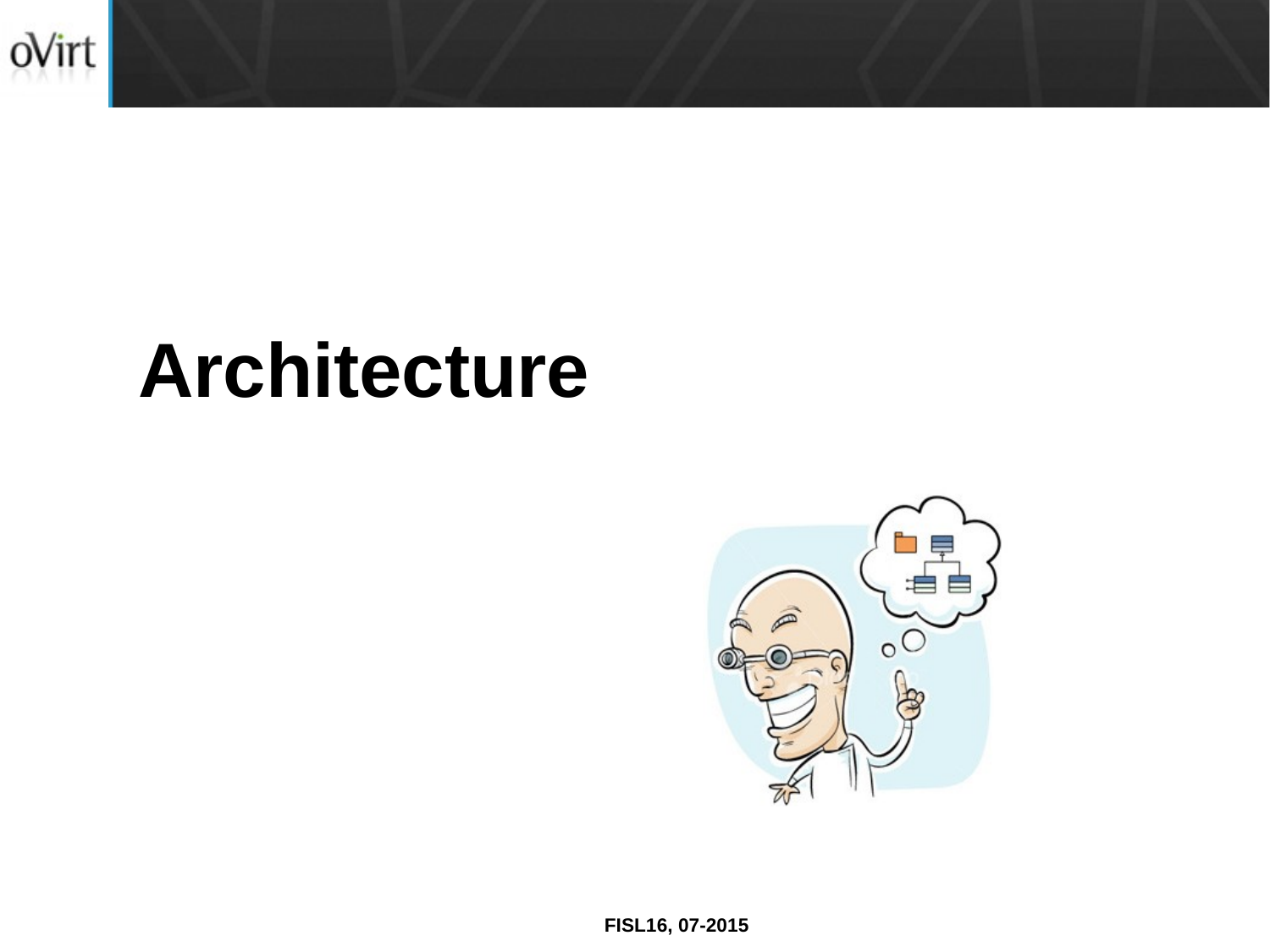# Architecture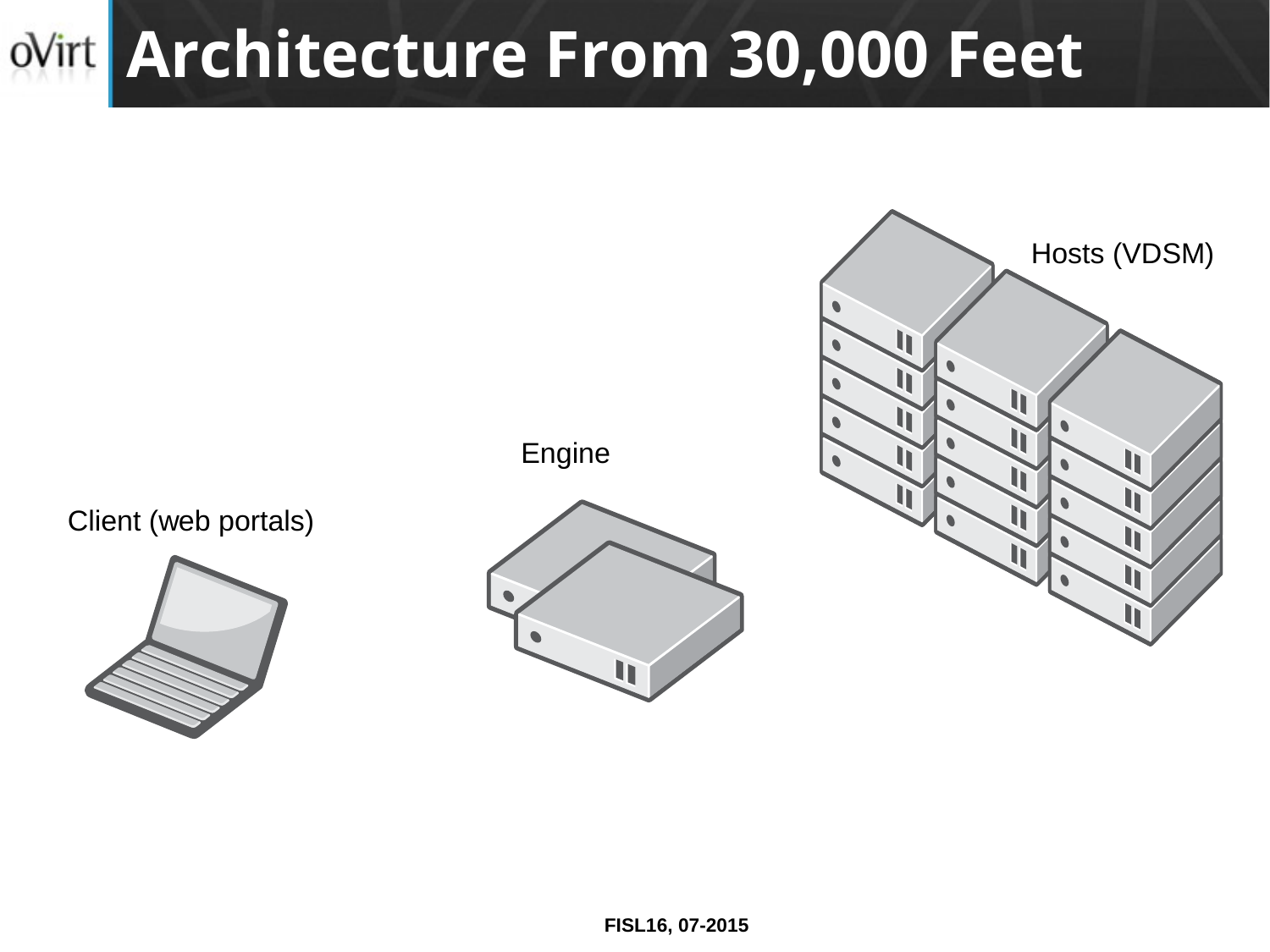# Architecture From 30,000 Feet

Hosts (VDSM)

Engine

Client (web portals)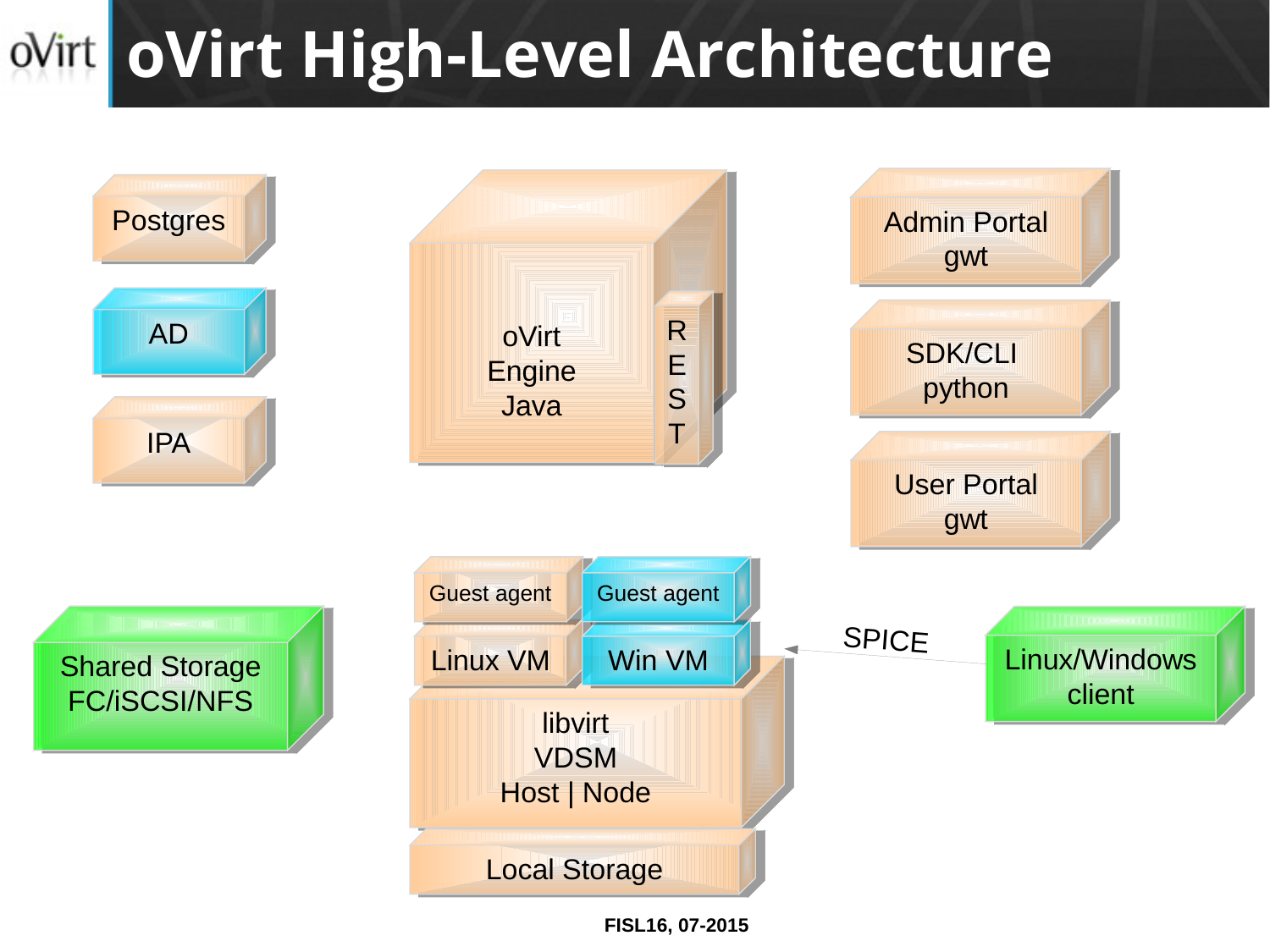# oVirt High-Level Architecture

- Postgres
- AD
- IPA
- oVirt Engine Java
- REST
- Admin Portal gwt
- SDK/CLI python
- User Portal gwt
- Guest agent
- Guest agent
- Linux VM
- Win VM
- libvirt VDSM Host | Node
- Local Storage
- Shared Storage FC/iSCSI/NFS
- SPICE
- Linux/Windows client

FISL16, 07-2015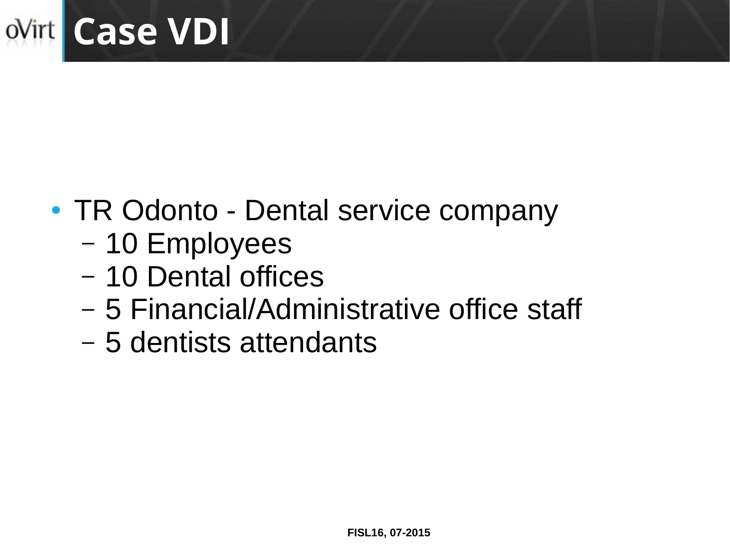# Case VDI

- TR Odonto - Dental service company
  - 10 Employees
  - 10 Dental offices
  - 5 Financial/Administrative office staff
  - 5 dentists attendants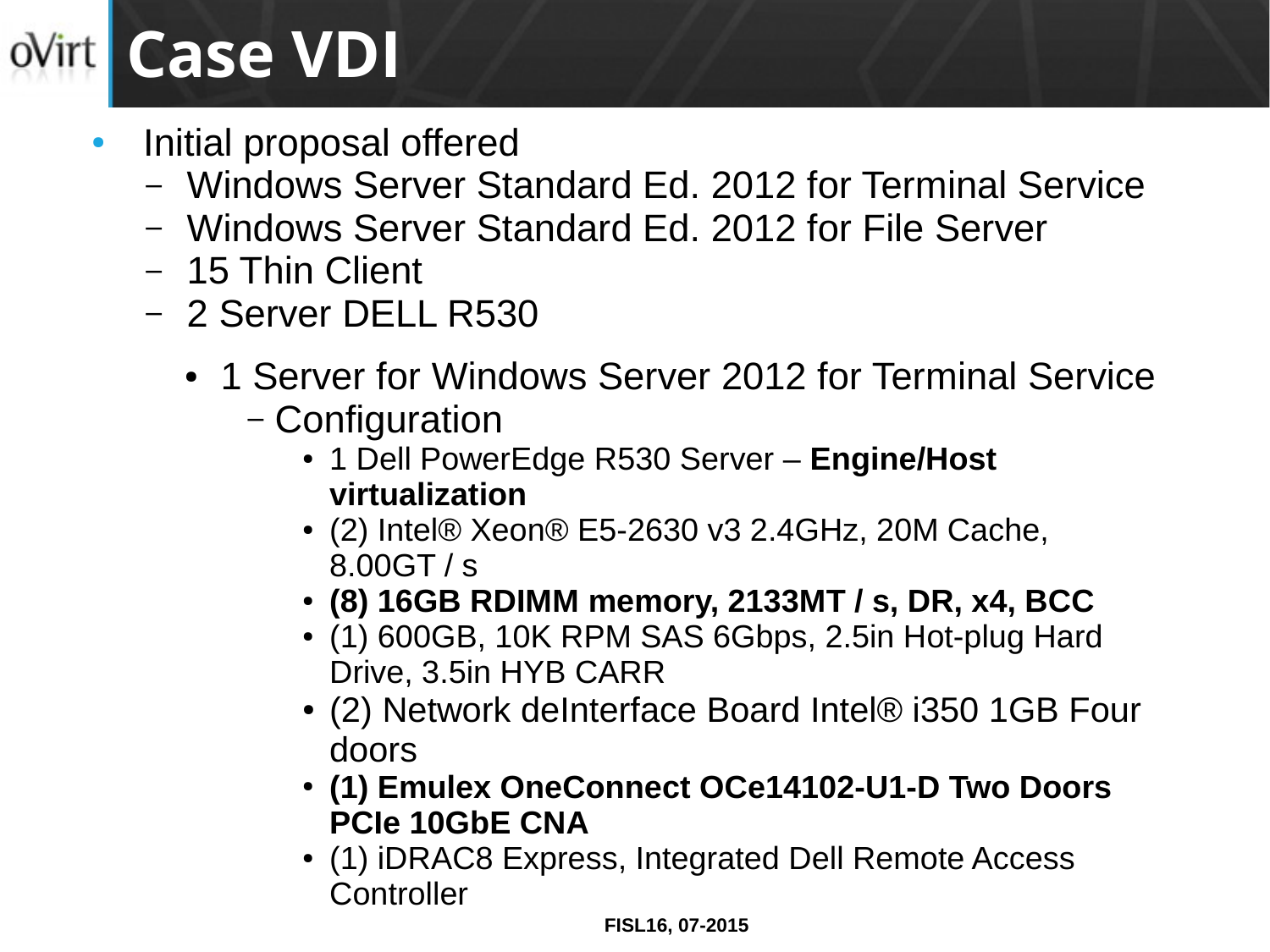# Case VDI

- Initial proposal offered
  - Windows Server Standard Ed. 2012 for Terminal Service
  - Windows Server Standard Ed. 2012 for File Server
  - 15 Thin Client
  - 2 Server DELL R530
    - 1 Server for Windows Server 2012 for Terminal Service
      - Configuration
        - 1 Dell PowerEdge R530 Server – **Engine/Host virtualization**
        - (2) Intel® Xeon® E5-2630 v3 2.4GHz, 20M Cache, 8.00GT / s
        - **(8) 16GB RDIMM memory, 2133MT / s, DR, x4, BCC**
        - (1) 600GB, 10K RPM SAS 6Gbps, 2.5in Hot-plug Hard Drive, 3.5in HYB CARR
        - (2) Network deInterface Board Intel® i350 1GB Four doors
        - **(1) Emulex OneConnect OCe14102-U1-D Two Doors PCIe 10GbE CNA**
        - (1) iDRAC8 Express, Integrated Dell Remote Access Controller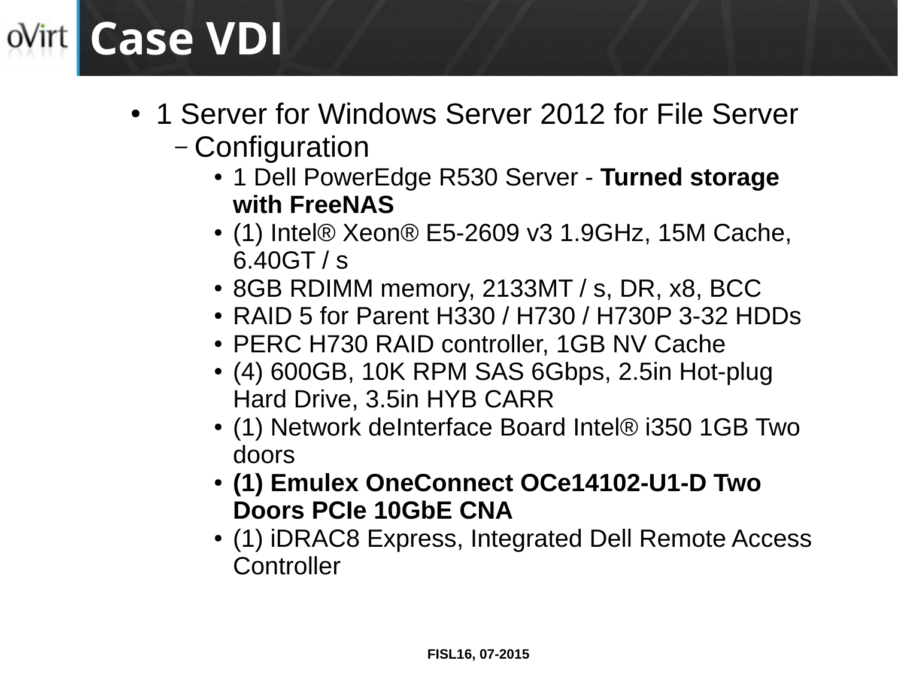# Case VDI

- 1 Server for Windows Server 2012 for File Server
  - Configuration
    - 1 Dell PowerEdge R530 Server - **Turned storage with FreeNAS**
    - (1) Intel® Xeon® E5-2609 v3 1.9GHz, 15M Cache, 6.40GT / s
    - 8GB RDIMM memory, 2133MT / s, DR, x8, BCC
    - RAID 5 for Parent H330 / H730 / H730P 3-32 HDDs
    - PERC H730 RAID controller, 1GB NV Cache
    - (4) 600GB, 10K RPM SAS 6Gbps, 2.5in Hot-plug Hard Drive, 3.5in HYB CARR
    - (1) Network deInterface Board Intel® i350 1GB Two doors
    - **(1) Emulex OneConnect OCe14102-U1-D Two Doors PCIe 10GbE CNA**
    - (1) iDRAC8 Express, Integrated Dell Remote Access Controller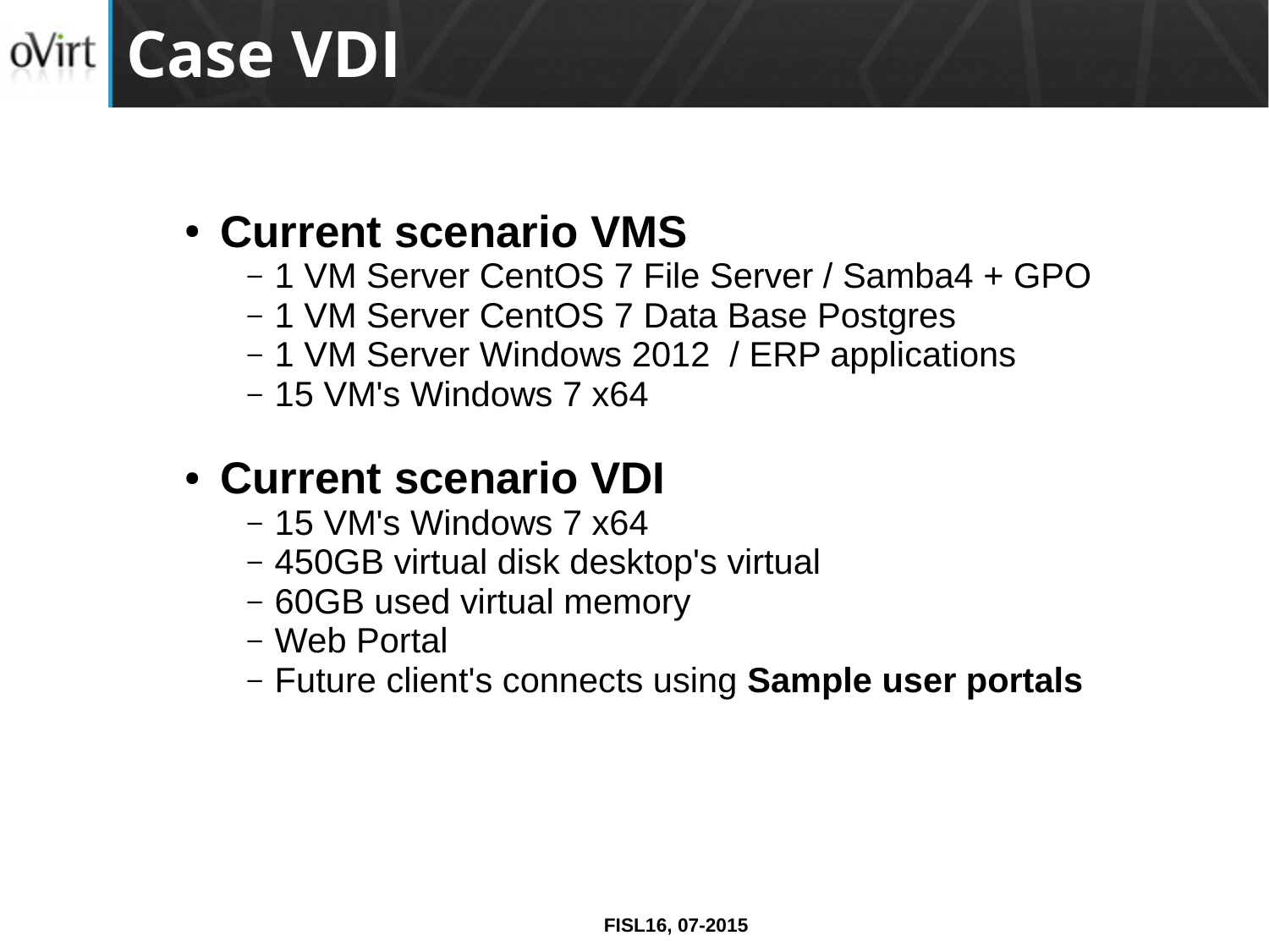# Case VDI

- **Current scenario VMS**
  - 1 VM Server CentOS 7 File Server / Samba4 + GPO
  - 1 VM Server CentOS 7 Data Base Postgres
  - 1 VM Server Windows 2012 / ERP applications
  - 15 VM's Windows 7 x64

- **Current scenario VDI**
  - 15 VM's Windows 7 x64
  - 450GB virtual disk desktop's virtual
  - 60GB used virtual memory
  - Web Portal
  - Future client's connects using **Sample user portals**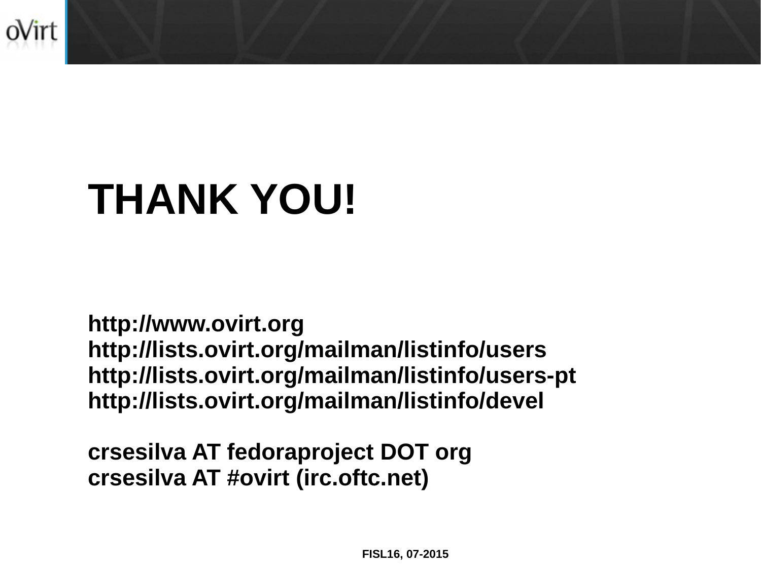# THANK YOU!

**http://www.ovirt.org**
**http://lists.ovirt.org/mailman/listinfo/users**
**http://lists.ovirt.org/mailman/listinfo/users-pt**
**http://lists.ovirt.org/mailman/listinfo/devel**

**crsesilva AT fedoraproject DOT org**
**crsesilva AT #ovirt (irc.oftc.net)**